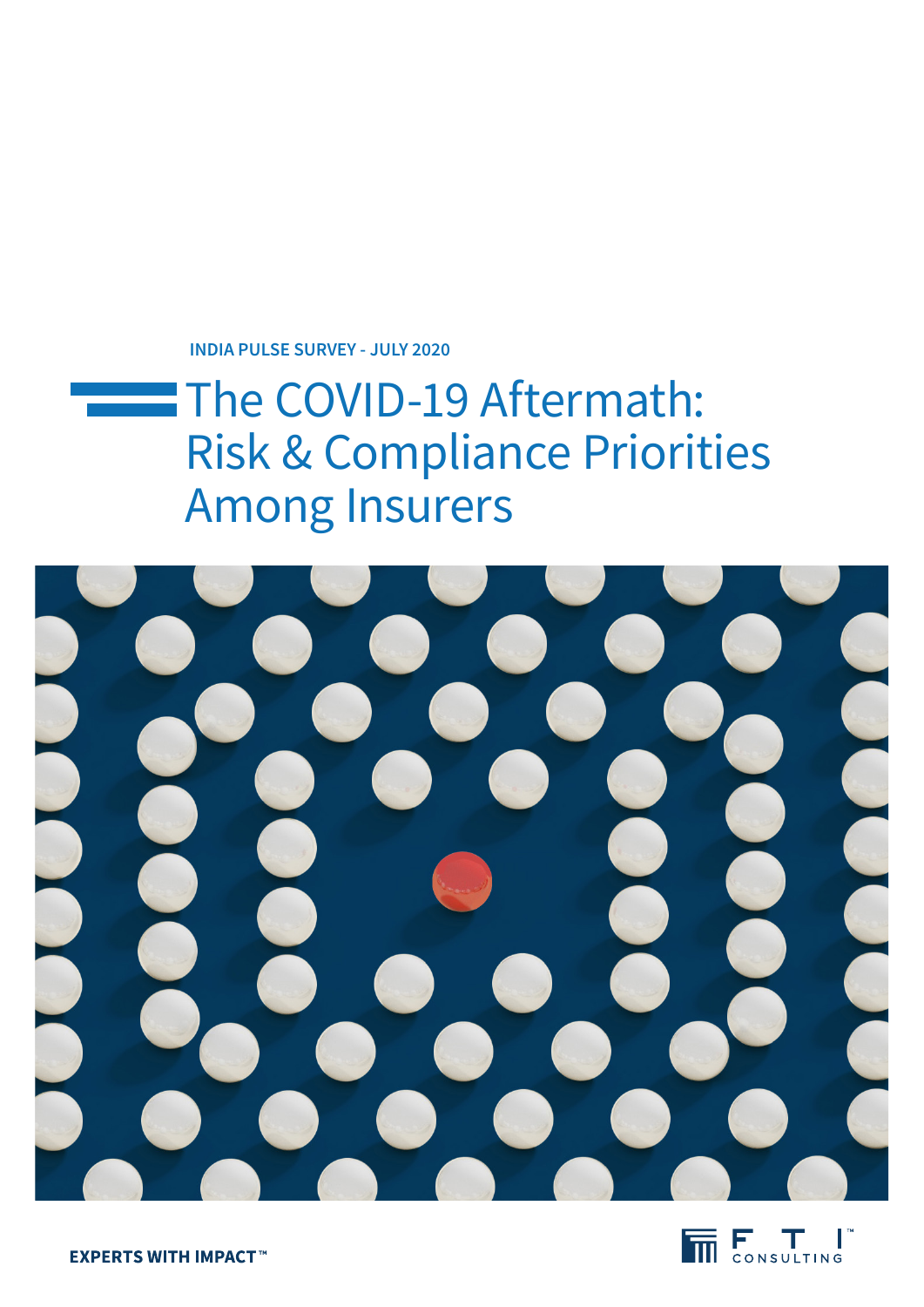INDIA PULSE SURVEY - JULY 2020

# The COVID-19 Aftermath: Risk & Compliance Priorities Among Insurers

EXPERTS WITH IMPACT™

FTI CONSULTING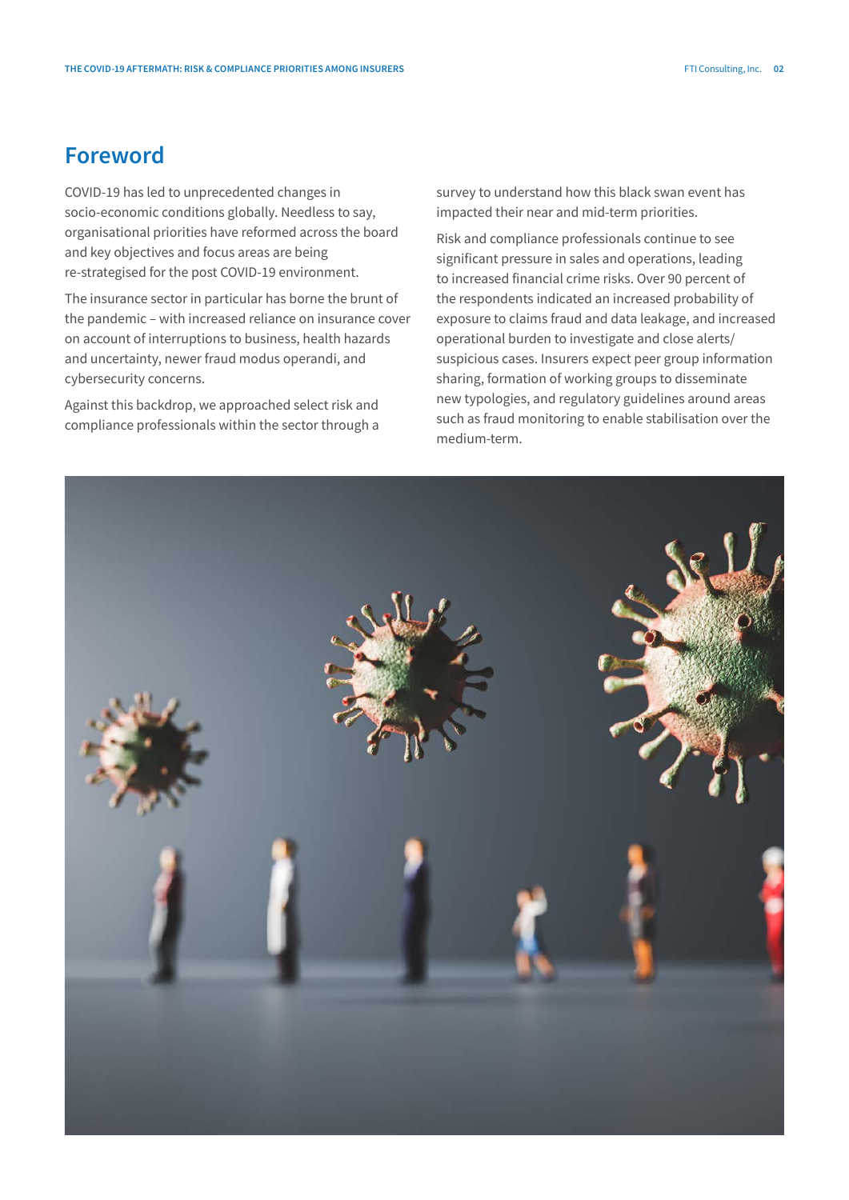## Foreword

COVID-19 has led to unprecedented changes in socio-economic conditions globally. Needless to say, organisational priorities have reformed across the board and key objectives and focus areas are being re-strategised for the post COVID-19 environment.

The insurance sector in particular has borne the brunt of the pandemic – with increased reliance on insurance cover on account of interruptions to business, health hazards and uncertainty, newer fraud modus operandi, and cybersecurity concerns.

Against this backdrop, we approached select risk and compliance professionals within the sector through a survey to understand how this black swan event has impacted their near and mid-term priorities.

Risk and compliance professionals continue to see significant pressure in sales and operations, leading to increased financial crime risks. Over 90 percent of the respondents indicated an increased probability of exposure to claims fraud and data leakage, and increased operational burden to investigate and close alerts/ suspicious cases. Insurers expect peer group information sharing, formation of working groups to disseminate new typologies, and regulatory guidelines around areas such as fraud monitoring to enable stabilisation over the medium-term.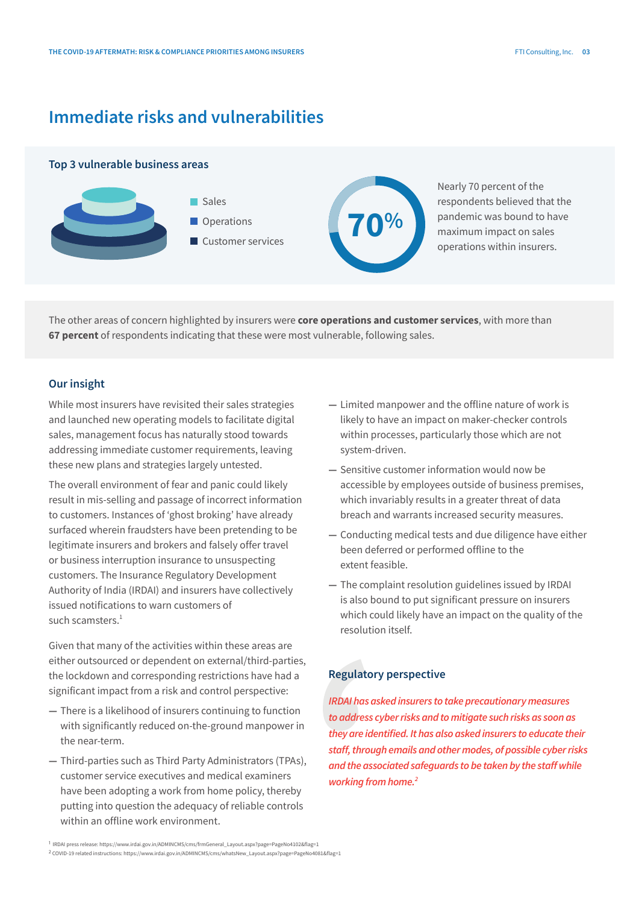# Immediate risks and vulnerabilities

### Top 3 vulnerable business areas

- Sales
- Operations
- Customer services

70%

Nearly 70 percent of the respondents believed that the pandemic was bound to have maximum impact on sales operations within insurers.

The other areas of concern highlighted by insurers were **core operations and customer services**, with more than **67 percent** of respondents indicating that these were most vulnerable, following sales.

### Our insight

While most insurers have revisited their sales strategies and launched new operating models to facilitate digital sales, management focus has naturally stood towards addressing immediate customer requirements, leaving these new plans and strategies largely untested.

The overall environment of fear and panic could likely result in mis-selling and passage of incorrect information to customers. Instances of 'ghost broking' have already surfaced wherein fraudsters have been pretending to be legitimate insurers and brokers and falsely offer travel or business interruption insurance to unsuspecting customers. The Insurance Regulatory Development Authority of India (IRDAI) and insurers have collectively issued notifications to warn customers of such scamsters.[1]

Given that many of the activities within these areas are either outsourced or dependent on external/third-parties, the lockdown and corresponding restrictions have had a significant impact from a risk and control perspective:

- There is a likelihood of insurers continuing to function with significantly reduced on-the-ground manpower in the near-term.
- Third-parties such as Third Party Administrators (TPAs), customer service executives and medical examiners have been adopting a work from home policy, thereby putting into question the adequacy of reliable controls within an offline work environment.
- Limited manpower and the offline nature of work is likely to have an impact on maker-checker controls within processes, particularly those which are not system-driven.
- Sensitive customer information would now be accessible by employees outside of business premises, which invariably results in a greater threat of data breach and warrants increased security measures.
- Conducting medical tests and due diligence have either been deferred or performed offline to the extent feasible.
- The complaint resolution guidelines issued by IRDAI is also bound to put significant pressure on insurers which could likely have an impact on the quality of the resolution itself.

### Regulatory perspective

*IRDAI has asked insurers to take precautionary measures to address cyber risks and to mitigate such risks as soon as they are identified. It has also asked insurers to educate their staff, through emails and other modes, of possible cyber risks and the associated safeguards to be taken by the staff while working from home.*[2]

[1] IRDAI press release: https://www.irdai.gov.in/ADMINCMS/cms/frmGeneral_Layout.aspx?page=PageNo4102&flag=1

[2] COVID-19 related instructions: https://www.irdai.gov.in/ADMINCMS/cms/whatsNew_Layout.aspx?page=PageNo4081&flag=1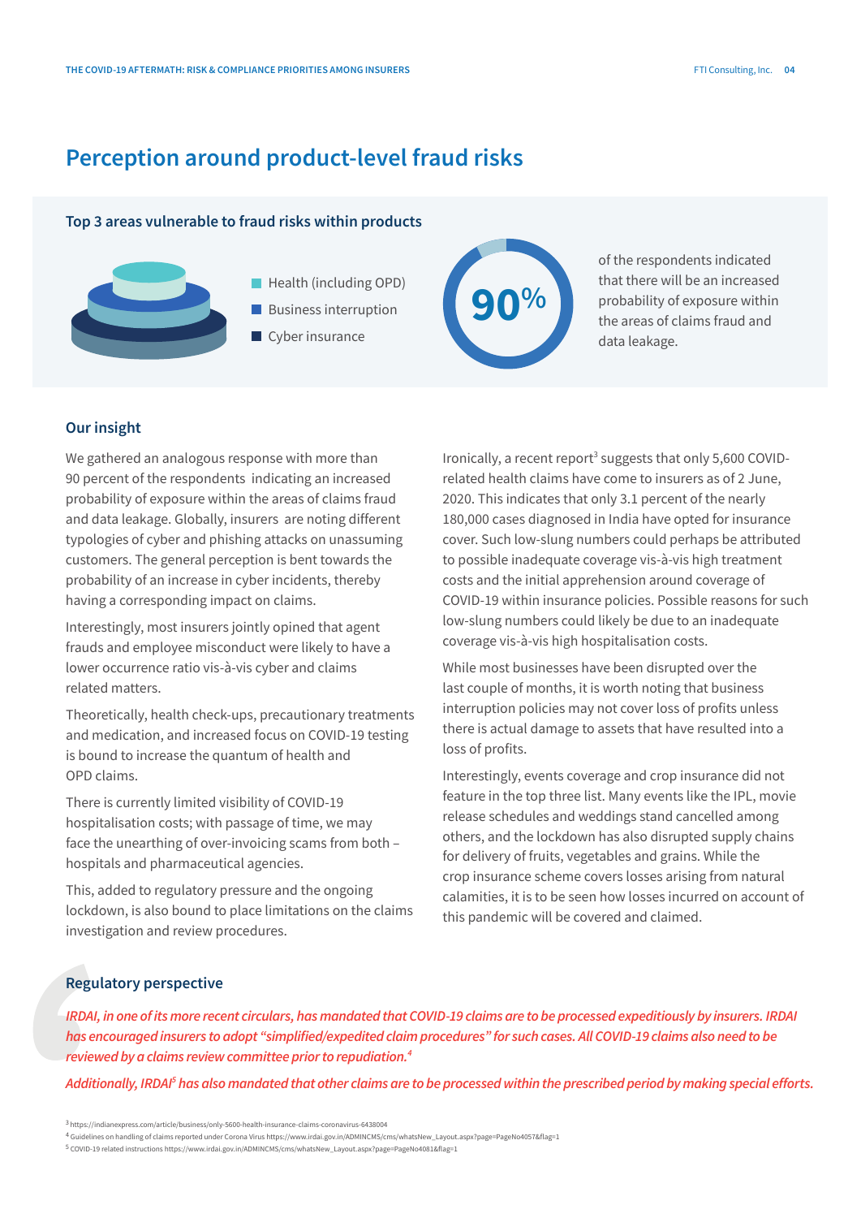# Perception around product-level fraud risks

### Top 3 areas vulnerable to fraud risks within products

- Health (including OPD)
- Business interruption
- Cyber insurance

**90%** of the respondents indicated that there will be an increased probability of exposure within the areas of claims fraud and data leakage.

### Our insight

We gathered an analogous response with more than 90 percent of the respondents indicating an increased probability of exposure within the areas of claims fraud and data leakage. Globally, insurers are noting different typologies of cyber and phishing attacks on unassuming customers. The general perception is bent towards the probability of an increase in cyber incidents, thereby having a corresponding impact on claims.

Interestingly, most insurers jointly opined that agent frauds and employee misconduct were likely to have a lower occurrence ratio vis-à-vis cyber and claims related matters.

Theoretically, health check-ups, precautionary treatments and medication, and increased focus on COVID-19 testing is bound to increase the quantum of health and OPD claims.

There is currently limited visibility of COVID-19 hospitalisation costs; with passage of time, we may face the unearthing of over-invoicing scams from both – hospitals and pharmaceutical agencies.

This, added to regulatory pressure and the ongoing lockdown, is also bound to place limitations on the claims investigation and review procedures.

Ironically, a recent report[3] suggests that only 5,600 COVID-related health claims have come to insurers as of 2 June, 2020. This indicates that only 3.1 percent of the nearly 180,000 cases diagnosed in India have opted for insurance cover. Such low-slung numbers could perhaps be attributed to possible inadequate coverage vis-à-vis high treatment costs and the initial apprehension around coverage of COVID-19 within insurance policies. Possible reasons for such low-slung numbers could likely be due to an inadequate coverage vis-à-vis high hospitalisation costs.

While most businesses have been disrupted over the last couple of months, it is worth noting that business interruption policies may not cover loss of profits unless there is actual damage to assets that have resulted into a loss of profits.

Interestingly, events coverage and crop insurance did not feature in the top three list. Many events like the IPL, movie release schedules and weddings stand cancelled among others, and the lockdown has also disrupted supply chains for delivery of fruits, vegetables and grains. While the crop insurance scheme covers losses arising from natural calamities, it is to be seen how losses incurred on account of this pandemic will be covered and claimed.

### Regulatory perspective

*IRDAI, in one of its more recent circulars, has mandated that COVID-19 claims are to be processed expeditiously by insurers. IRDAI has encouraged insurers to adopt "simplified/expedited claim procedures" for such cases. All COVID-19 claims also need to be reviewed by a claims review committee prior to repudiation.[4]*

*Additionally, IRDAI[5] has also mandated that other claims are to be processed within the prescribed period by making special efforts.*

[3] https://indianexpress.com/article/business/only-5600-health-insurance-claims-coronavirus-6438004

[4] Guidelines on handling of claims reported under Corona Virus https://www.irdai.gov.in/ADMINCMS/cms/whatsNew_Layout.aspx?page=PageNo4057&flag=1

[5] COVID-19 related instructions https://www.irdai.gov.in/ADMINCMS/cms/whatsNew_Layout.aspx?page=PageNo4081&flag=1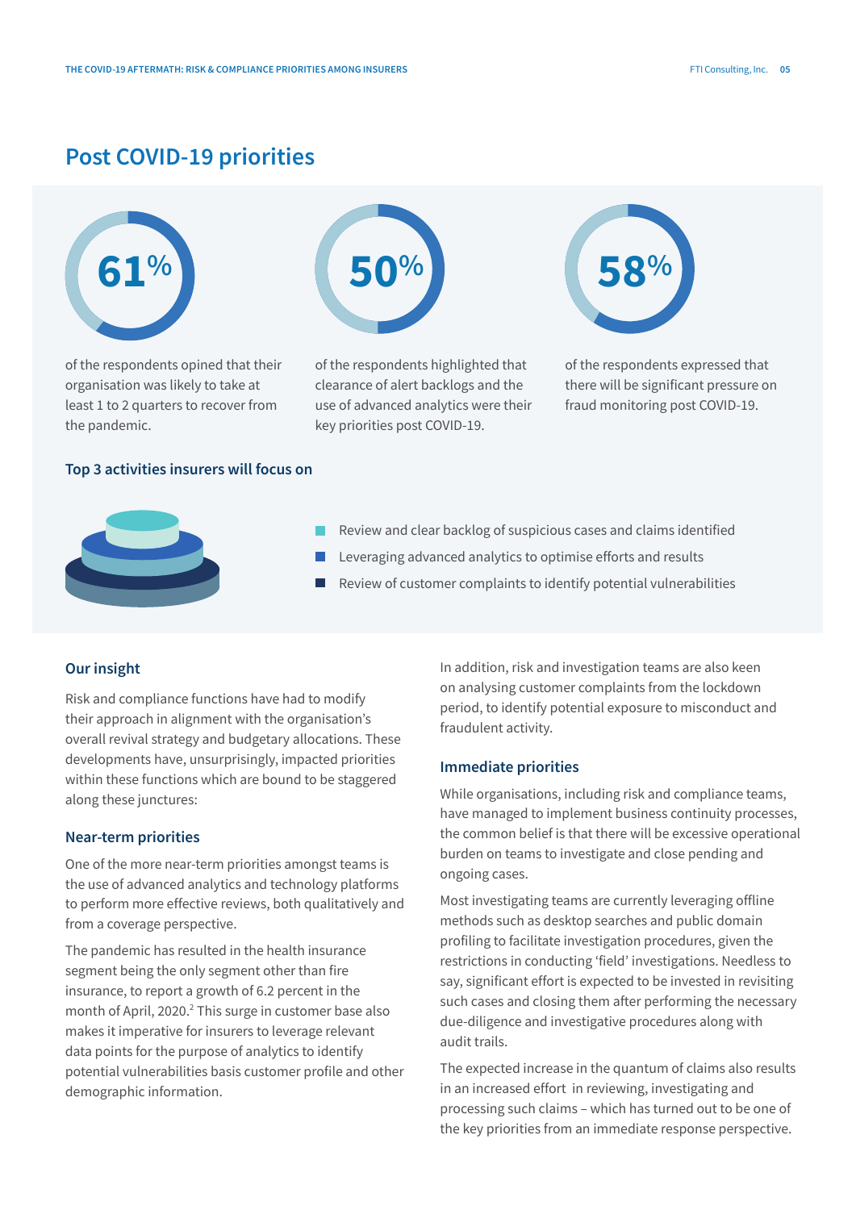## Post COVID-19 priorities

**61%**

of the respondents opined that their organisation was likely to take at least 1 to 2 quarters to recover from the pandemic.

**50%**

of the respondents highlighted that clearance of alert backlogs and the use of advanced analytics were their key priorities post COVID-19.

**58%**

of the respondents expressed that there will be significant pressure on fraud monitoring post COVID-19.

### Top 3 activities insurers will focus on

- Review and clear backlog of suspicious cases and claims identified
- Leveraging advanced analytics to optimise efforts and results
- Review of customer complaints to identify potential vulnerabilities

### Our insight

Risk and compliance functions have had to modify their approach in alignment with the organisation's overall revival strategy and budgetary allocations. These developments have, unsurprisingly, impacted priorities within these functions which are bound to be staggered along these junctures:

### Near-term priorities

One of the more near-term priorities amongst teams is the use of advanced analytics and technology platforms to perform more effective reviews, both qualitatively and from a coverage perspective.

The pandemic has resulted in the health insurance segment being the only segment other than fire insurance, to report a growth of 6.2 percent in the month of April, 2020.[2] This surge in customer base also makes it imperative for insurers to leverage relevant data points for the purpose of analytics to identify potential vulnerabilities basis customer profile and other demographic information.

In addition, risk and investigation teams are also keen on analysing customer complaints from the lockdown period, to identify potential exposure to misconduct and fraudulent activity.

### Immediate priorities

While organisations, including risk and compliance teams, have managed to implement business continuity processes, the common belief is that there will be excessive operational burden on teams to investigate and close pending and ongoing cases.

Most investigating teams are currently leveraging offline methods such as desktop searches and public domain profiling to facilitate investigation procedures, given the restrictions in conducting 'field' investigations. Needless to say, significant effort is expected to be invested in revisiting such cases and closing them after performing the necessary due-diligence and investigative procedures along with audit trails.

The expected increase in the quantum of claims also results in an increased effort in reviewing, investigating and processing such claims – which has turned out to be one of the key priorities from an immediate response perspective.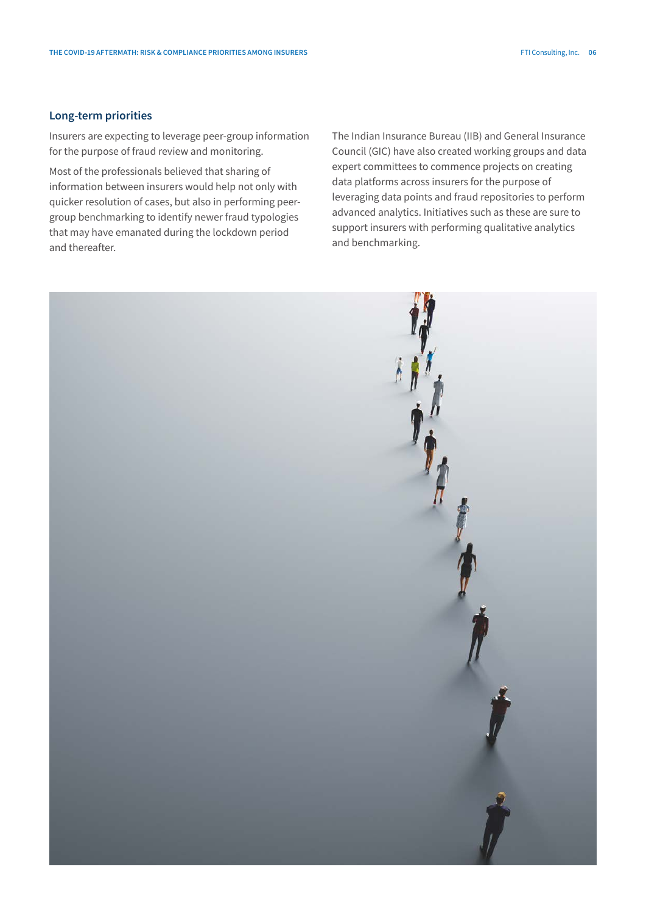## Long-term priorities

Insurers are expecting to leverage peer-group information for the purpose of fraud review and monitoring.

Most of the professionals believed that sharing of information between insurers would help not only with quicker resolution of cases, but also in performing peer-group benchmarking to identify newer fraud typologies that may have emanated during the lockdown period and thereafter.

The Indian Insurance Bureau (IIB) and General Insurance Council (GIC) have also created working groups and data expert committees to commence projects on creating data platforms across insurers for the purpose of leveraging data points and fraud repositories to perform advanced analytics. Initiatives such as these are sure to support insurers with performing qualitative analytics and benchmarking.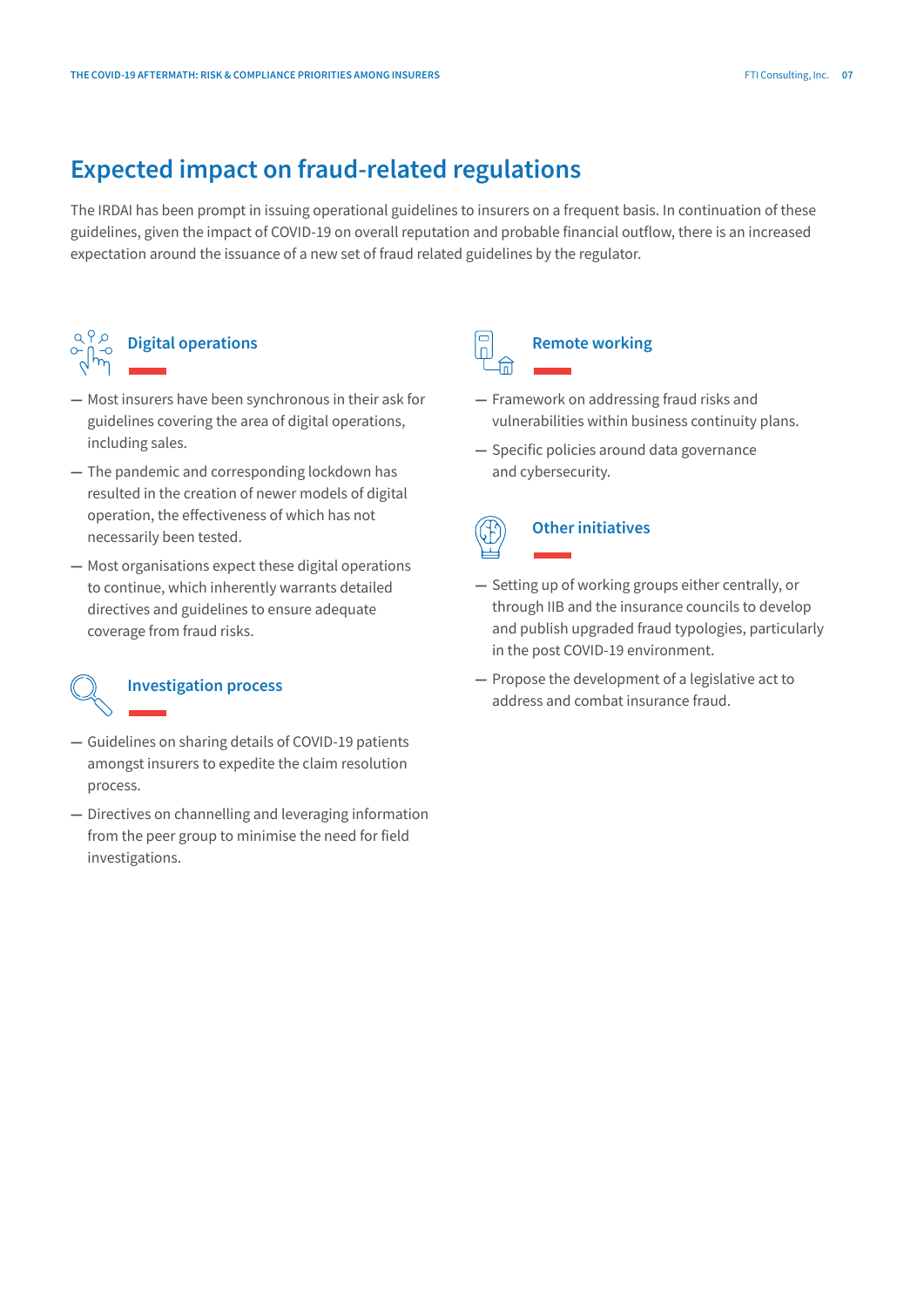# Expected impact on fraud-related regulations

The IRDAI has been prompt in issuing operational guidelines to insurers on a frequent basis. In continuation of these guidelines, given the impact of COVID-19 on overall reputation and probable financial outflow, there is an increased expectation around the issuance of a new set of fraud related guidelines by the regulator.

### Digital operations

- Most insurers have been synchronous in their ask for guidelines covering the area of digital operations, including sales.
- The pandemic and corresponding lockdown has resulted in the creation of newer models of digital operation, the effectiveness of which has not necessarily been tested.
- Most organisations expect these digital operations to continue, which inherently warrants detailed directives and guidelines to ensure adequate coverage from fraud risks.

### Investigation process

- Guidelines on sharing details of COVID-19 patients amongst insurers to expedite the claim resolution process.
- Directives on channelling and leveraging information from the peer group to minimise the need for field investigations.

### Remote working

- Framework on addressing fraud risks and vulnerabilities within business continuity plans.
- Specific policies around data governance and cybersecurity.

### Other initiatives

- Setting up of working groups either centrally, or through IIB and the insurance councils to develop and publish upgraded fraud typologies, particularly in the post COVID-19 environment.
- Propose the development of a legislative act to address and combat insurance fraud.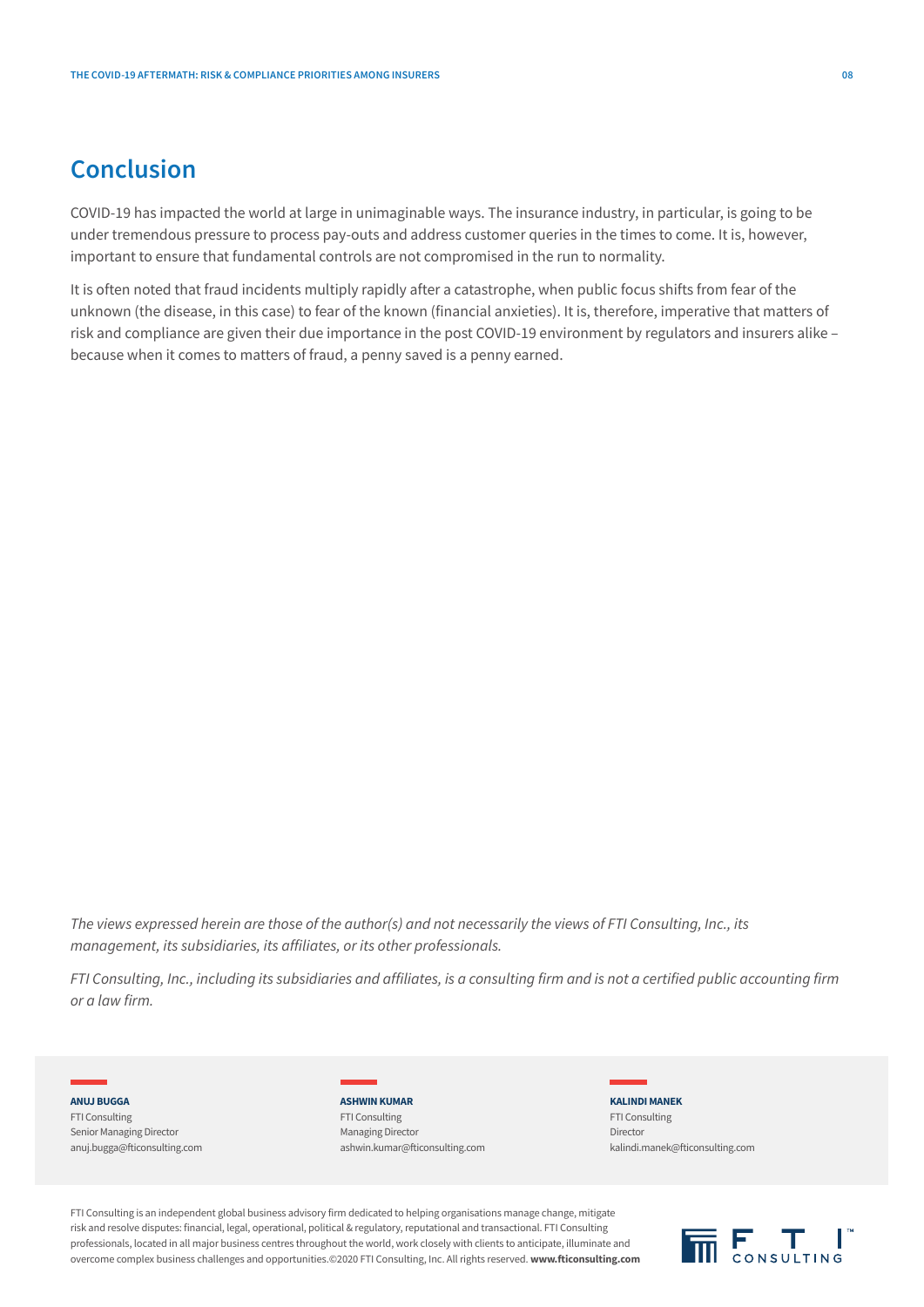## Conclusion

COVID-19 has impacted the world at large in unimaginable ways. The insurance industry, in particular, is going to be under tremendous pressure to process pay-outs and address customer queries in the times to come. It is, however, important to ensure that fundamental controls are not compromised in the run to normality.

It is often noted that fraud incidents multiply rapidly after a catastrophe, when public focus shifts from fear of the unknown (the disease, in this case) to fear of the known (financial anxieties). It is, therefore, imperative that matters of risk and compliance are given their due importance in the post COVID-19 environment by regulators and insurers alike – because when it comes to matters of fraud, a penny saved is a penny earned.

*The views expressed herein are those of the author(s) and not necessarily the views of FTI Consulting, Inc., its management, its subsidiaries, its affiliates, or its other professionals.*

*FTI Consulting, Inc., including its subsidiaries and affiliates, is a consulting firm and is not a certified public accounting firm or a law firm.*

**ANUJ BUGGA**
FTI Consulting
Senior Managing Director
anuj.bugga@fticonsulting.com

**ASHWIN KUMAR**
FTI Consulting
Managing Director
ashwin.kumar@fticonsulting.com

**KALINDI MANEK**
FTI Consulting
Director
kalindi.manek@fticonsulting.com

FTI Consulting is an independent global business advisory firm dedicated to helping organisations manage change, mitigate risk and resolve disputes: financial, legal, operational, political & regulatory, reputational and transactional. FTI Consulting professionals, located in all major business centres throughout the world, work closely with clients to anticipate, illuminate and overcome complex business challenges and opportunities.©2020 FTI Consulting, Inc. All rights reserved. **www.fticonsulting.com**